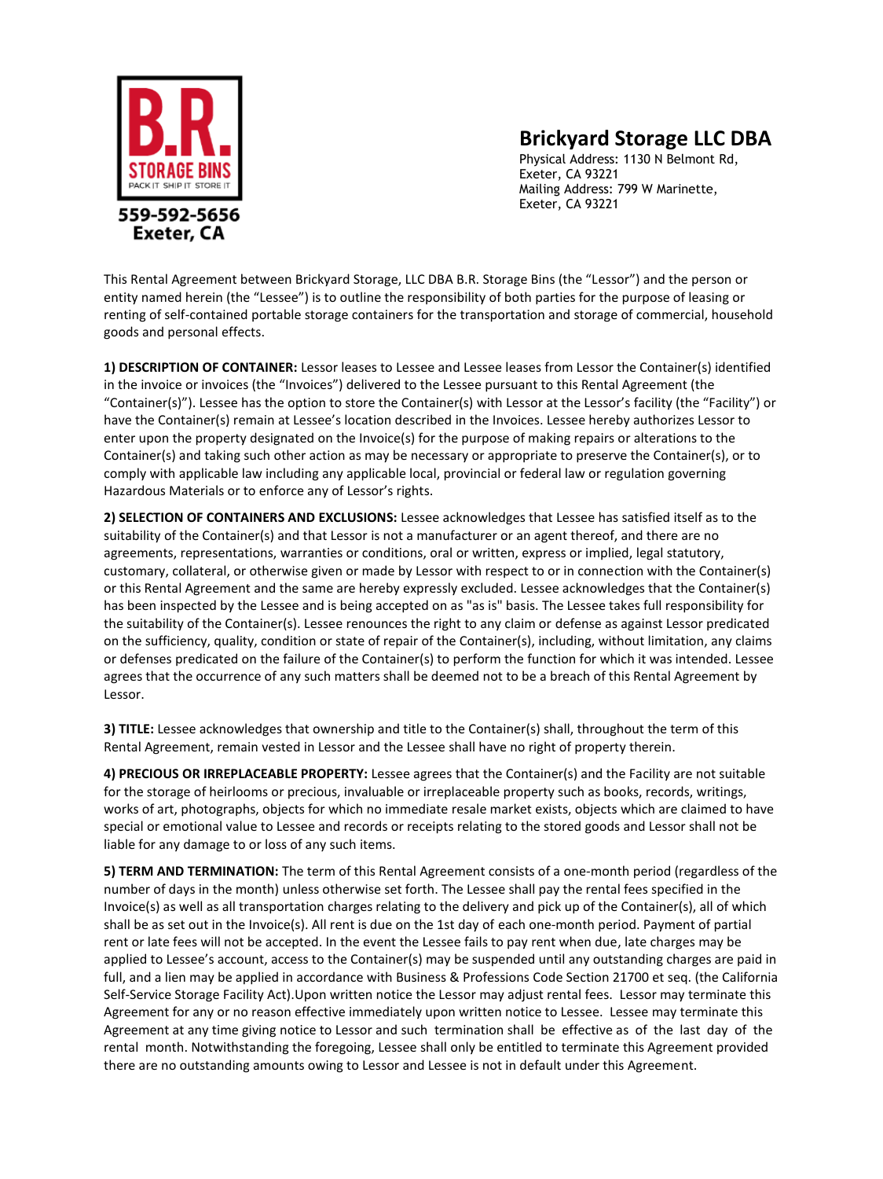B.R. STORAGE BINS
PACK IT SHIP IT STORE IT

559-592-5656
Exeter, CA

# Brickyard Storage LLC DBA

Physical Address: 1130 N Belmont Rd,
Exeter, CA 93221
Mailing Address: 799 W Marinette,
Exeter, CA 93221

This Rental Agreement between Brickyard Storage, LLC DBA B.R. Storage Bins (the "Lessor") and the person or entity named herein (the "Lessee") is to outline the responsibility of both parties for the purpose of leasing or renting of self-contained portable storage containers for the transportation and storage of commercial, household goods and personal effects.

**1) DESCRIPTION OF CONTAINER:** Lessor leases to Lessee and Lessee leases from Lessor the Container(s) identified in the invoice or invoices (the "Invoices") delivered to the Lessee pursuant to this Rental Agreement (the "Container(s)"). Lessee has the option to store the Container(s) with Lessor at the Lessor's facility (the "Facility") or have the Container(s) remain at Lessee's location described in the Invoices. Lessee hereby authorizes Lessor to enter upon the property designated on the Invoice(s) for the purpose of making repairs or alterations to the Container(s) and taking such other action as may be necessary or appropriate to preserve the Container(s), or to comply with applicable law including any applicable local, provincial or federal law or regulation governing Hazardous Materials or to enforce any of Lessor's rights.

**2) SELECTION OF CONTAINERS AND EXCLUSIONS:** Lessee acknowledges that Lessee has satisfied itself as to the suitability of the Container(s) and that Lessor is not a manufacturer or an agent thereof, and there are no agreements, representations, warranties or conditions, oral or written, express or implied, legal statutory, customary, collateral, or otherwise given or made by Lessor with respect to or in connection with the Container(s) or this Rental Agreement and the same are hereby expressly excluded. Lessee acknowledges that the Container(s) has been inspected by the Lessee and is being accepted on as "as is" basis. The Lessee takes full responsibility for the suitability of the Container(s). Lessee renounces the right to any claim or defense as against Lessor predicated on the sufficiency, quality, condition or state of repair of the Container(s), including, without limitation, any claims or defenses predicated on the failure of the Container(s) to perform the function for which it was intended. Lessee agrees that the occurrence of any such matters shall be deemed not to be a breach of this Rental Agreement by Lessor.

**3) TITLE:** Lessee acknowledges that ownership and title to the Container(s) shall, throughout the term of this Rental Agreement, remain vested in Lessor and the Lessee shall have no right of property therein.

**4) PRECIOUS OR IRREPLACEABLE PROPERTY:** Lessee agrees that the Container(s) and the Facility are not suitable for the storage of heirlooms or precious, invaluable or irreplaceable property such as books, records, writings, works of art, photographs, objects for which no immediate resale market exists, objects which are claimed to have special or emotional value to Lessee and records or receipts relating to the stored goods and Lessor shall not be liable for any damage to or loss of any such items.

**5) TERM AND TERMINATION:** The term of this Rental Agreement consists of a one-month period (regardless of the number of days in the month) unless otherwise set forth. The Lessee shall pay the rental fees specified in the Invoice(s) as well as all transportation charges relating to the delivery and pick up of the Container(s), all of which shall be as set out in the Invoice(s). All rent is due on the 1st day of each one-month period. Payment of partial rent or late fees will not be accepted. In the event the Lessee fails to pay rent when due, late charges may be applied to Lessee's account, access to the Container(s) may be suspended until any outstanding charges are paid in full, and a lien may be applied in accordance with Business & Professions Code Section 21700 et seq. (the California Self-Service Storage Facility Act).Upon written notice the Lessor may adjust rental fees. Lessor may terminate this Agreement for any or no reason effective immediately upon written notice to Lessee. Lessee may terminate this Agreement at any time giving notice to Lessor and such termination shall be effective as of the last day of the rental month. Notwithstanding the foregoing, Lessee shall only be entitled to terminate this Agreement provided there are no outstanding amounts owing to Lessor and Lessee is not in default under this Agreement.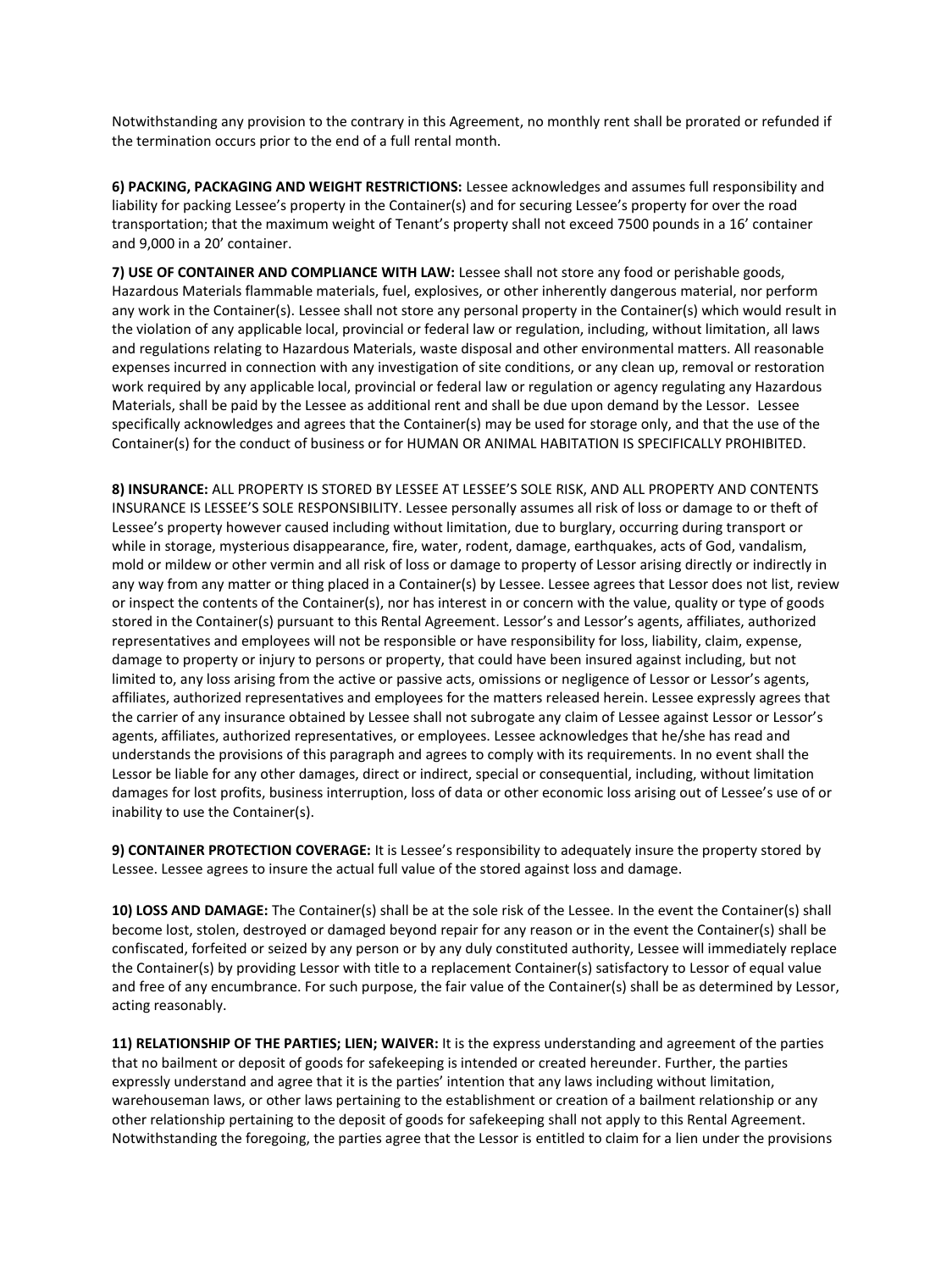Notwithstanding any provision to the contrary in this Agreement, no monthly rent shall be prorated or refunded if the termination occurs prior to the end of a full rental month.

**6) PACKING, PACKAGING AND WEIGHT RESTRICTIONS:** Lessee acknowledges and assumes full responsibility and liability for packing Lessee's property in the Container(s) and for securing Lessee's property for over the road transportation; that the maximum weight of Tenant's property shall not exceed 7500 pounds in a 16' container and 9,000 in a 20' container.

**7) USE OF CONTAINER AND COMPLIANCE WITH LAW:** Lessee shall not store any food or perishable goods, Hazardous Materials flammable materials, fuel, explosives, or other inherently dangerous material, nor perform any work in the Container(s). Lessee shall not store any personal property in the Container(s) which would result in the violation of any applicable local, provincial or federal law or regulation, including, without limitation, all laws and regulations relating to Hazardous Materials, waste disposal and other environmental matters. All reasonable expenses incurred in connection with any investigation of site conditions, or any clean up, removal or restoration work required by any applicable local, provincial or federal law or regulation or agency regulating any Hazardous Materials, shall be paid by the Lessee as additional rent and shall be due upon demand by the Lessor. Lessee specifically acknowledges and agrees that the Container(s) may be used for storage only, and that the use of the Container(s) for the conduct of business or for HUMAN OR ANIMAL HABITATION IS SPECIFICALLY PROHIBITED.

**8) INSURANCE:** ALL PROPERTY IS STORED BY LESSEE AT LESSEE'S SOLE RISK, AND ALL PROPERTY AND CONTENTS INSURANCE IS LESSEE'S SOLE RESPONSIBILITY. Lessee personally assumes all risk of loss or damage to or theft of Lessee's property however caused including without limitation, due to burglary, occurring during transport or while in storage, mysterious disappearance, fire, water, rodent, damage, earthquakes, acts of God, vandalism, mold or mildew or other vermin and all risk of loss or damage to property of Lessor arising directly or indirectly in any way from any matter or thing placed in a Container(s) by Lessee. Lessee agrees that Lessor does not list, review or inspect the contents of the Container(s), nor has interest in or concern with the value, quality or type of goods stored in the Container(s) pursuant to this Rental Agreement. Lessor's and Lessor's agents, affiliates, authorized representatives and employees will not be responsible or have responsibility for loss, liability, claim, expense, damage to property or injury to persons or property, that could have been insured against including, but not limited to, any loss arising from the active or passive acts, omissions or negligence of Lessor or Lessor's agents, affiliates, authorized representatives and employees for the matters released herein. Lessee expressly agrees that the carrier of any insurance obtained by Lessee shall not subrogate any claim of Lessee against Lessor or Lessor's agents, affiliates, authorized representatives, or employees. Lessee acknowledges that he/she has read and understands the provisions of this paragraph and agrees to comply with its requirements. In no event shall the Lessor be liable for any other damages, direct or indirect, special or consequential, including, without limitation damages for lost profits, business interruption, loss of data or other economic loss arising out of Lessee's use of or inability to use the Container(s).

**9) CONTAINER PROTECTION COVERAGE:** It is Lessee's responsibility to adequately insure the property stored by Lessee. Lessee agrees to insure the actual full value of the stored against loss and damage.

**10) LOSS AND DAMAGE:** The Container(s) shall be at the sole risk of the Lessee. In the event the Container(s) shall become lost, stolen, destroyed or damaged beyond repair for any reason or in the event the Container(s) shall be confiscated, forfeited or seized by any person or by any duly constituted authority, Lessee will immediately replace the Container(s) by providing Lessor with title to a replacement Container(s) satisfactory to Lessor of equal value and free of any encumbrance. For such purpose, the fair value of the Container(s) shall be as determined by Lessor, acting reasonably.

**11) RELATIONSHIP OF THE PARTIES; LIEN; WAIVER:** It is the express understanding and agreement of the parties that no bailment or deposit of goods for safekeeping is intended or created hereunder. Further, the parties expressly understand and agree that it is the parties' intention that any laws including without limitation, warehouseman laws, or other laws pertaining to the establishment or creation of a bailment relationship or any other relationship pertaining to the deposit of goods for safekeeping shall not apply to this Rental Agreement. Notwithstanding the foregoing, the parties agree that the Lessor is entitled to claim for a lien under the provisions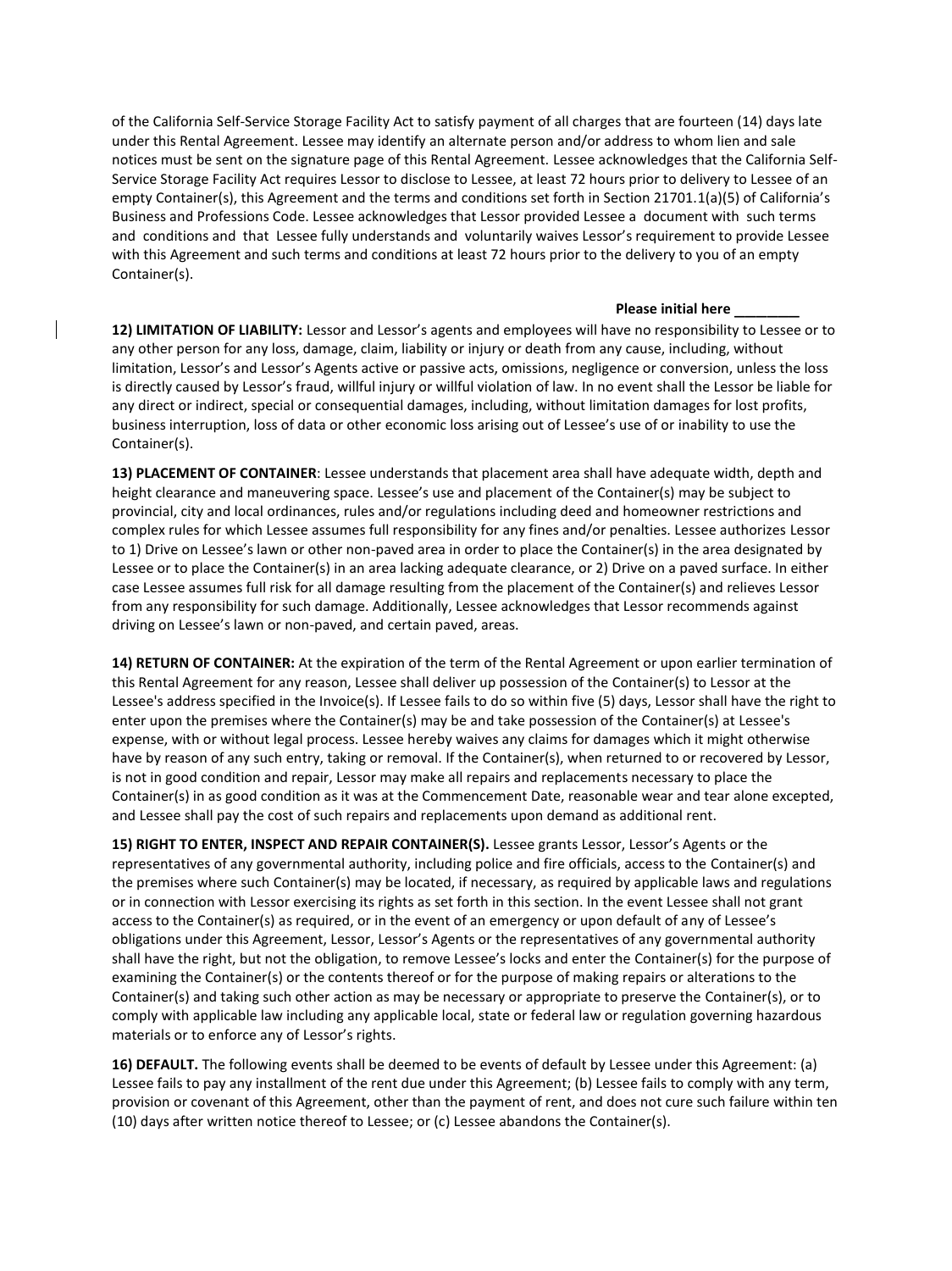of the California Self-Service Storage Facility Act to satisfy payment of all charges that are fourteen (14) days late under this Rental Agreement. Lessee may identify an alternate person and/or address to whom lien and sale notices must be sent on the signature page of this Rental Agreement. Lessee acknowledges that the California Self-Service Storage Facility Act requires Lessor to disclose to Lessee, at least 72 hours prior to delivery to Lessee of an empty Container(s), this Agreement and the terms and conditions set forth in Section 21701.1(a)(5) of California's Business and Professions Code. Lessee acknowledges that Lessor provided Lessee a document with such terms and conditions and that Lessee fully understands and voluntarily waives Lessor's requirement to provide Lessee with this Agreement and such terms and conditions at least 72 hours prior to the delivery to you of an empty Container(s).

**Please initial here ________**

**12) LIMITATION OF LIABILITY:** Lessor and Lessor's agents and employees will have no responsibility to Lessee or to any other person for any loss, damage, claim, liability or injury or death from any cause, including, without limitation, Lessor's and Lessor's Agents active or passive acts, omissions, negligence or conversion, unless the loss is directly caused by Lessor's fraud, willful injury or willful violation of law. In no event shall the Lessor be liable for any direct or indirect, special or consequential damages, including, without limitation damages for lost profits, business interruption, loss of data or other economic loss arising out of Lessee's use of or inability to use the Container(s).

**13) PLACEMENT OF CONTAINER**: Lessee understands that placement area shall have adequate width, depth and height clearance and maneuvering space. Lessee's use and placement of the Container(s) may be subject to provincial, city and local ordinances, rules and/or regulations including deed and homeowner restrictions and complex rules for which Lessee assumes full responsibility for any fines and/or penalties. Lessee authorizes Lessor to 1) Drive on Lessee's lawn or other non-paved area in order to place the Container(s) in the area designated by Lessee or to place the Container(s) in an area lacking adequate clearance, or 2) Drive on a paved surface. In either case Lessee assumes full risk for all damage resulting from the placement of the Container(s) and relieves Lessor from any responsibility for such damage. Additionally, Lessee acknowledges that Lessor recommends against driving on Lessee's lawn or non-paved, and certain paved, areas.

**14) RETURN OF CONTAINER:** At the expiration of the term of the Rental Agreement or upon earlier termination of this Rental Agreement for any reason, Lessee shall deliver up possession of the Container(s) to Lessor at the Lessee's address specified in the Invoice(s). If Lessee fails to do so within five (5) days, Lessor shall have the right to enter upon the premises where the Container(s) may be and take possession of the Container(s) at Lessee's expense, with or without legal process. Lessee hereby waives any claims for damages which it might otherwise have by reason of any such entry, taking or removal. If the Container(s), when returned to or recovered by Lessor, is not in good condition and repair, Lessor may make all repairs and replacements necessary to place the Container(s) in as good condition as it was at the Commencement Date, reasonable wear and tear alone excepted, and Lessee shall pay the cost of such repairs and replacements upon demand as additional rent.

**15) RIGHT TO ENTER, INSPECT AND REPAIR CONTAINER(S).** Lessee grants Lessor, Lessor's Agents or the representatives of any governmental authority, including police and fire officials, access to the Container(s) and the premises where such Container(s) may be located, if necessary, as required by applicable laws and regulations or in connection with Lessor exercising its rights as set forth in this section. In the event Lessee shall not grant access to the Container(s) as required, or in the event of an emergency or upon default of any of Lessee's obligations under this Agreement, Lessor, Lessor's Agents or the representatives of any governmental authority shall have the right, but not the obligation, to remove Lessee's locks and enter the Container(s) for the purpose of examining the Container(s) or the contents thereof or for the purpose of making repairs or alterations to the Container(s) and taking such other action as may be necessary or appropriate to preserve the Container(s), or to comply with applicable law including any applicable local, state or federal law or regulation governing hazardous materials or to enforce any of Lessor's rights.

**16) DEFAULT.** The following events shall be deemed to be events of default by Lessee under this Agreement: (a) Lessee fails to pay any installment of the rent due under this Agreement; (b) Lessee fails to comply with any term, provision or covenant of this Agreement, other than the payment of rent, and does not cure such failure within ten (10) days after written notice thereof to Lessee; or (c) Lessee abandons the Container(s).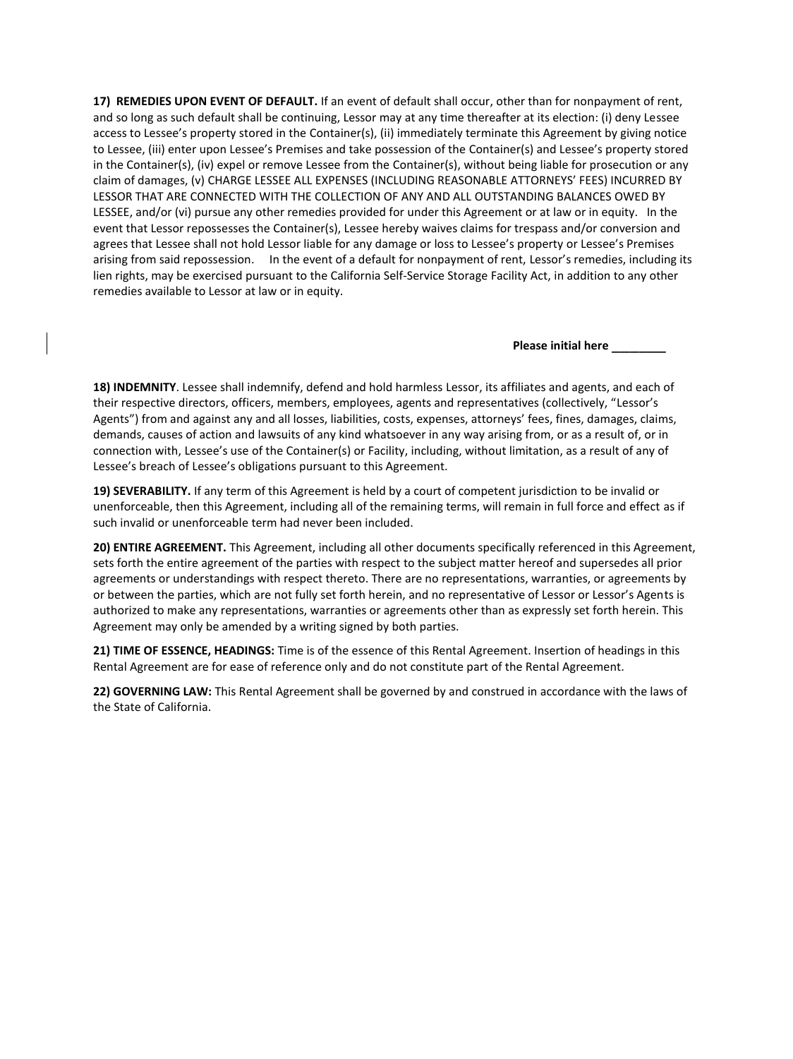**17) REMEDIES UPON EVENT OF DEFAULT.** If an event of default shall occur, other than for nonpayment of rent, and so long as such default shall be continuing, Lessor may at any time thereafter at its election: (i) deny Lessee access to Lessee's property stored in the Container(s), (ii) immediately terminate this Agreement by giving notice to Lessee, (iii) enter upon Lessee's Premises and take possession of the Container(s) and Lessee's property stored in the Container(s), (iv) expel or remove Lessee from the Container(s), without being liable for prosecution or any claim of damages, (v) CHARGE LESSEE ALL EXPENSES (INCLUDING REASONABLE ATTORNEYS' FEES) INCURRED BY LESSOR THAT ARE CONNECTED WITH THE COLLECTION OF ANY AND ALL OUTSTANDING BALANCES OWED BY LESSEE, and/or (vi) pursue any other remedies provided for under this Agreement or at law or in equity. In the event that Lessor repossesses the Container(s), Lessee hereby waives claims for trespass and/or conversion and agrees that Lessee shall not hold Lessor liable for any damage or loss to Lessee's property or Lessee's Premises arising from said repossession. In the event of a default for nonpayment of rent, Lessor's remedies, including its lien rights, may be exercised pursuant to the California Self-Service Storage Facility Act, in addition to any other remedies available to Lessor at law or in equity.

**Please initial here ________**

**18) INDEMNITY**. Lessee shall indemnify, defend and hold harmless Lessor, its affiliates and agents, and each of their respective directors, officers, members, employees, agents and representatives (collectively, "Lessor's Agents") from and against any and all losses, liabilities, costs, expenses, attorneys' fees, fines, damages, claims, demands, causes of action and lawsuits of any kind whatsoever in any way arising from, or as a result of, or in connection with, Lessee's use of the Container(s) or Facility, including, without limitation, as a result of any of Lessee's breach of Lessee's obligations pursuant to this Agreement.

**19) SEVERABILITY.** If any term of this Agreement is held by a court of competent jurisdiction to be invalid or unenforceable, then this Agreement, including all of the remaining terms, will remain in full force and effect as if such invalid or unenforceable term had never been included.

**20) ENTIRE AGREEMENT.** This Agreement, including all other documents specifically referenced in this Agreement, sets forth the entire agreement of the parties with respect to the subject matter hereof and supersedes all prior agreements or understandings with respect thereto. There are no representations, warranties, or agreements by or between the parties, which are not fully set forth herein, and no representative of Lessor or Lessor's Agents is authorized to make any representations, warranties or agreements other than as expressly set forth herein. This Agreement may only be amended by a writing signed by both parties.

**21) TIME OF ESSENCE, HEADINGS:** Time is of the essence of this Rental Agreement. Insertion of headings in this Rental Agreement are for ease of reference only and do not constitute part of the Rental Agreement.

**22) GOVERNING LAW:** This Rental Agreement shall be governed by and construed in accordance with the laws of the State of California.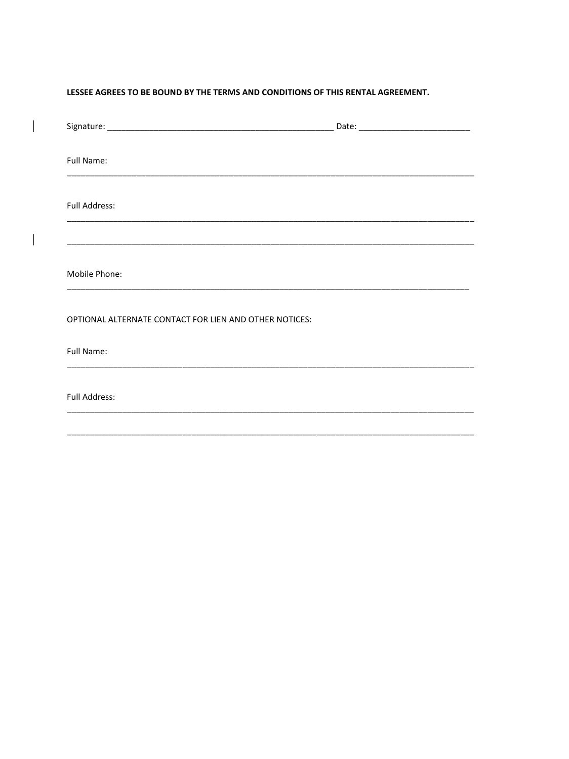**LESSEE AGREES TO BE BOUND BY THE TERMS AND CONDITIONS OF THIS RENTAL AGREEMENT.**

Signature: ___________________________________________________ Date: _________________________

Full Name:

_____________________________________________________________________________________________

Full Address:

_____________________________________________________________________________________________

_____________________________________________________________________________________________

Mobile Phone:

_____________________________________________________________________________________________

OPTIONAL ALTERNATE CONTACT FOR LIEN AND OTHER NOTICES:

Full Name:

_____________________________________________________________________________________________

Full Address:

_____________________________________________________________________________________________

_____________________________________________________________________________________________